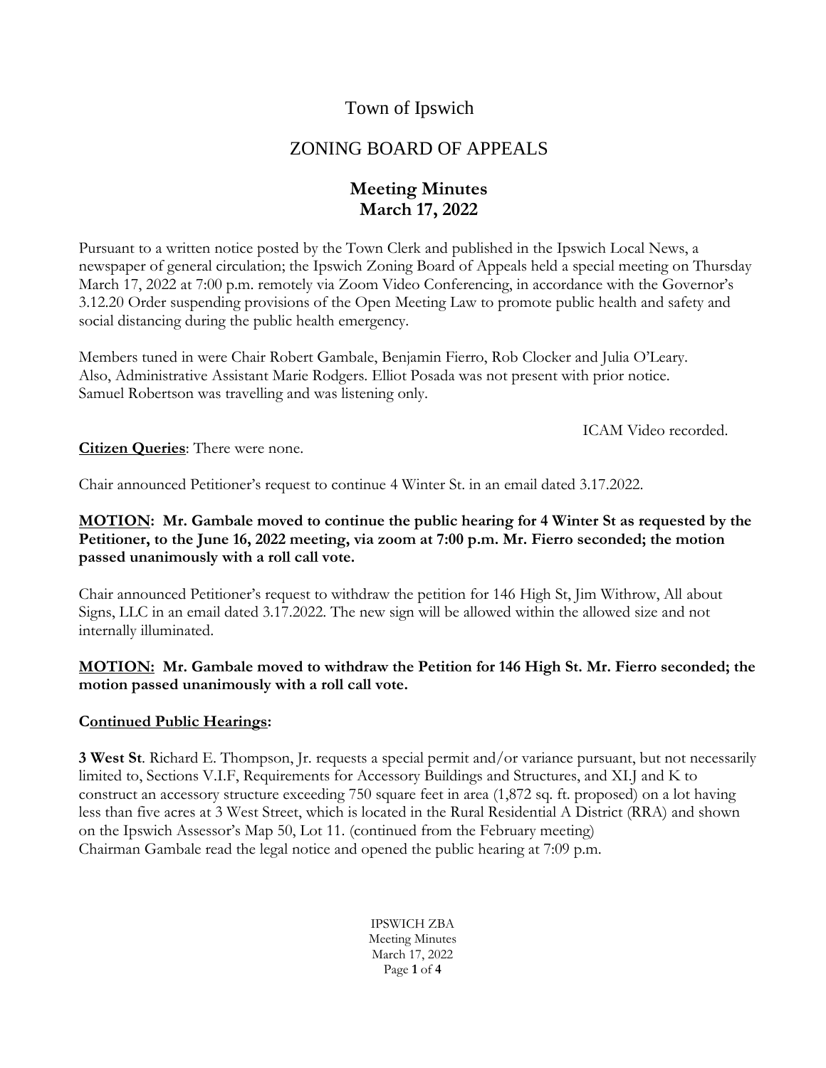# Town of Ipswich

## ZONING BOARD OF APPEALS

### Meeting Minutes
### March 17, 2022

Pursuant to a written notice posted by the Town Clerk and published in the Ipswich Local News, a newspaper of general circulation; the Ipswich Zoning Board of Appeals held a special meeting on Thursday March 17, 2022 at 7:00 p.m. remotely via Zoom Video Conferencing, in accordance with the Governor's 3.12.20 Order suspending provisions of the Open Meeting Law to promote public health and safety and social distancing during the public health emergency.

Members tuned in were Chair Robert Gambale, Benjamin Fierro, Rob Clocker and Julia O'Leary. Also, Administrative Assistant Marie Rodgers. Elliot Posada was not present with prior notice. Samuel Robertson was travelling and was listening only.

ICAM Video recorded.

**Citizen Queries**: There were none.

Chair announced Petitioner's request to continue 4 Winter St. in an email dated 3.17.2022.

**MOTION: Mr. Gambale moved to continue the public hearing for 4 Winter St as requested by the Petitioner, to the June 16, 2022 meeting, via zoom at 7:00 p.m. Mr. Fierro seconded; the motion passed unanimously with a roll call vote.**

Chair announced Petitioner's request to withdraw the petition for 146 High St, Jim Withrow, All about Signs, LLC in an email dated 3.17.2022. The new sign will be allowed within the allowed size and not internally illuminated.

**MOTION: Mr. Gambale moved to withdraw the Petition for 146 High St. Mr. Fierro seconded; the motion passed unanimously with a roll call vote.**

**Continued Public Hearings:**

**3 West St**. Richard E. Thompson, Jr. requests a special permit and/or variance pursuant, but not necessarily limited to, Sections V.I.F, Requirements for Accessory Buildings and Structures, and XI.J and K to construct an accessory structure exceeding 750 square feet in area (1,872 sq. ft. proposed) on a lot having less than five acres at 3 West Street, which is located in the Rural Residential A District (RRA) and shown on the Ipswich Assessor's Map 50, Lot 11. (continued from the February meeting)
Chairman Gambale read the legal notice and opened the public hearing at 7:09 p.m.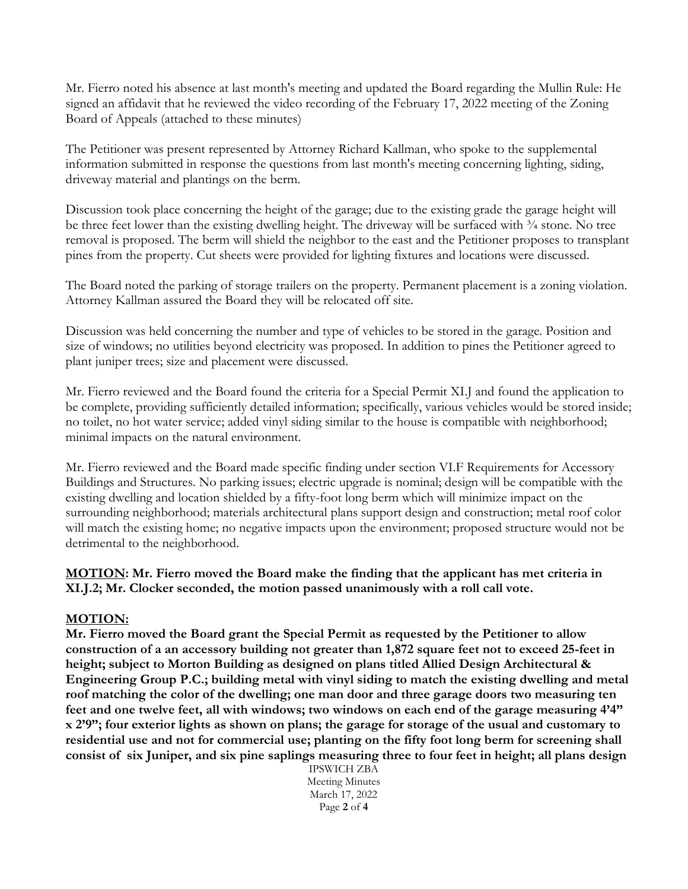Mr. Fierro noted his absence at last month's meeting and updated the Board regarding the Mullin Rule: He signed an affidavit that he reviewed the video recording of the February 17, 2022 meeting of the Zoning Board of Appeals (attached to these minutes)

The Petitioner was present represented by Attorney Richard Kallman, who spoke to the supplemental information submitted in response the questions from last month's meeting concerning lighting, siding, driveway material and plantings on the berm.

Discussion took place concerning the height of the garage; due to the existing grade the garage height will be three feet lower than the existing dwelling height. The driveway will be surfaced with ¾ stone. No tree removal is proposed. The berm will shield the neighbor to the east and the Petitioner proposes to transplant pines from the property. Cut sheets were provided for lighting fixtures and locations were discussed.

The Board noted the parking of storage trailers on the property. Permanent placement is a zoning violation. Attorney Kallman assured the Board they will be relocated off site.

Discussion was held concerning the number and type of vehicles to be stored in the garage. Position and size of windows; no utilities beyond electricity was proposed. In addition to pines the Petitioner agreed to plant juniper trees; size and placement were discussed.

Mr. Fierro reviewed and the Board found the criteria for a Special Permit XI.J and found the application to be complete, providing sufficiently detailed information; specifically, various vehicles would be stored inside; no toilet, no hot water service; added vinyl siding similar to the house is compatible with neighborhood; minimal impacts on the natural environment.

Mr. Fierro reviewed and the Board made specific finding under section VI.F Requirements for Accessory Buildings and Structures. No parking issues; electric upgrade is nominal; design will be compatible with the existing dwelling and location shielded by a fifty-foot long berm which will minimize impact on the surrounding neighborhood; materials architectural plans support design and construction; metal roof color will match the existing home; no negative impacts upon the environment; proposed structure would not be detrimental to the neighborhood.

**MOTION: Mr. Fierro moved the Board make the finding that the applicant has met criteria in XI.J.2; Mr. Clocker seconded, the motion passed unanimously with a roll call vote.**

**MOTION:**

**Mr. Fierro moved the Board grant the Special Permit as requested by the Petitioner to allow construction of a an accessory building not greater than 1,872 square feet not to exceed 25-feet in height; subject to Morton Building as designed on plans titled Allied Design Architectural & Engineering Group P.C.; building metal with vinyl siding to match the existing dwelling and metal roof matching the color of the dwelling; one man door and three garage doors two measuring ten feet and one twelve feet, all with windows; two windows on each end of the garage measuring 4'4" x 2'9"; four exterior lights as shown on plans; the garage for storage of the usual and customary to residential use and not for commercial use; planting on the fifty foot long berm for screening shall consist of six Juniper, and six pine saplings measuring three to four feet in height; all plans design**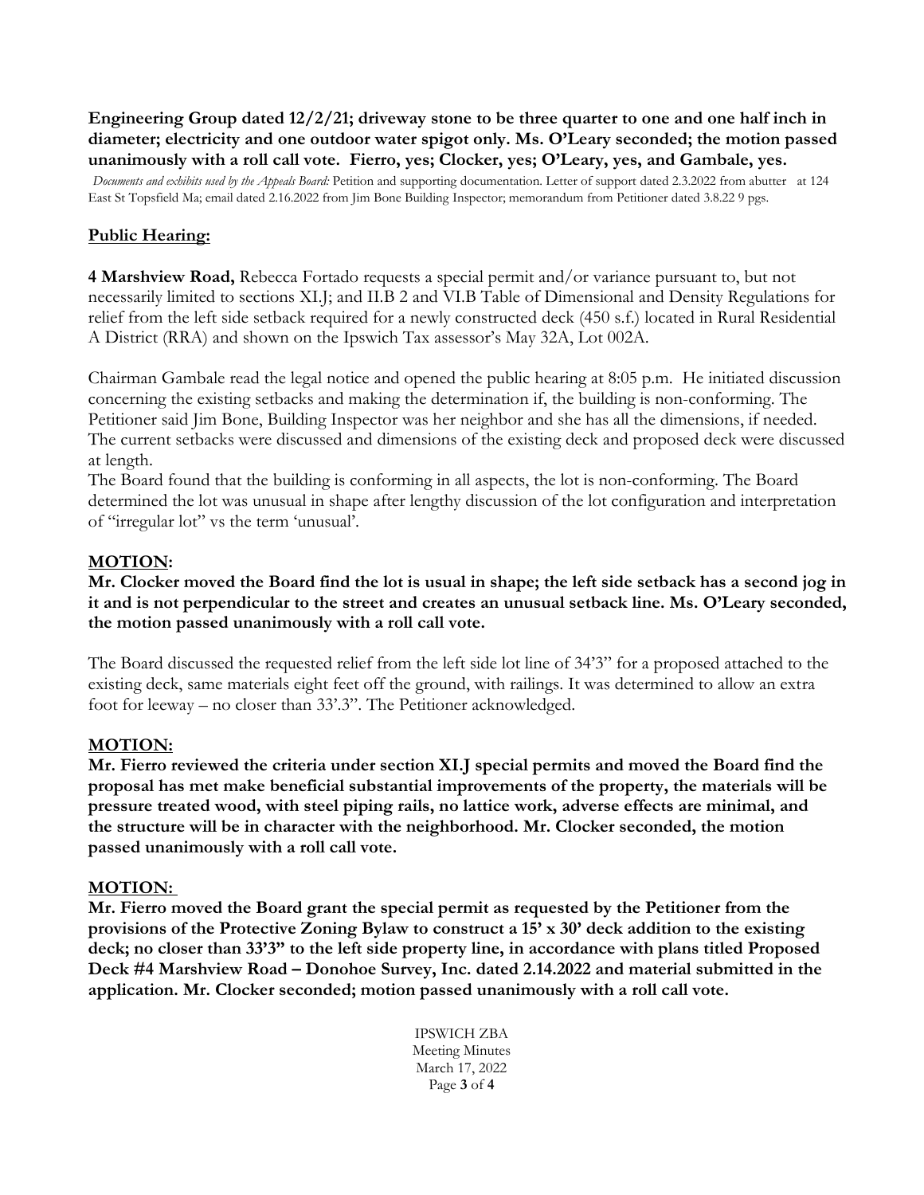**Engineering Group dated 12/2/21; driveway stone to be three quarter to one and one half inch in diameter; electricity and one outdoor water spigot only. Ms. O'Leary seconded; the motion passed unanimously with a roll call vote. Fierro, yes; Clocker, yes; O'Leary, yes, and Gambale, yes.**

*Documents and exhibits used by the Appeals Board:* Petition and supporting documentation. Letter of support dated 2.3.2022 from abutter at 124 East St Topsfield Ma; email dated 2.16.2022 from Jim Bone Building Inspector; memorandum from Petitioner dated 3.8.22 9 pgs.

## Public Hearing:

**4 Marshview Road,** Rebecca Fortado requests a special permit and/or variance pursuant to, but not necessarily limited to sections XI.J; and II.B 2 and VI.B Table of Dimensional and Density Regulations for relief from the left side setback required for a newly constructed deck (450 s.f.) located in Rural Residential A District (RRA) and shown on the Ipswich Tax assessor's May 32A, Lot 002A.

Chairman Gambale read the legal notice and opened the public hearing at 8:05 p.m. He initiated discussion concerning the existing setbacks and making the determination if, the building is non-conforming. The Petitioner said Jim Bone, Building Inspector was her neighbor and she has all the dimensions, if needed. The current setbacks were discussed and dimensions of the existing deck and proposed deck were discussed at length.

The Board found that the building is conforming in all aspects, the lot is non-conforming. The Board determined the lot was unusual in shape after lengthy discussion of the lot configuration and interpretation of "irregular lot" vs the term 'unusual'.

## MOTION:

**Mr. Clocker moved the Board find the lot is usual in shape; the left side setback has a second jog in it and is not perpendicular to the street and creates an unusual setback line. Ms. O'Leary seconded, the motion passed unanimously with a roll call vote.**

The Board discussed the requested relief from the left side lot line of 34'3" for a proposed attached to the existing deck, same materials eight feet off the ground, with railings. It was determined to allow an extra foot for leeway – no closer than 33'.3". The Petitioner acknowledged.

## MOTION:

**Mr. Fierro reviewed the criteria under section XI.J special permits and moved the Board find the proposal has met make beneficial substantial improvements of the property, the materials will be pressure treated wood, with steel piping rails, no lattice work, adverse effects are minimal, and the structure will be in character with the neighborhood. Mr. Clocker seconded, the motion passed unanimously with a roll call vote.**

## MOTION:

**Mr. Fierro moved the Board grant the special permit as requested by the Petitioner from the provisions of the Protective Zoning Bylaw to construct a 15' x 30' deck addition to the existing deck; no closer than 33'3" to the left side property line, in accordance with plans titled Proposed Deck #4 Marshview Road – Donohoe Survey, Inc. dated 2.14.2022 and material submitted in the application. Mr. Clocker seconded; motion passed unanimously with a roll call vote.**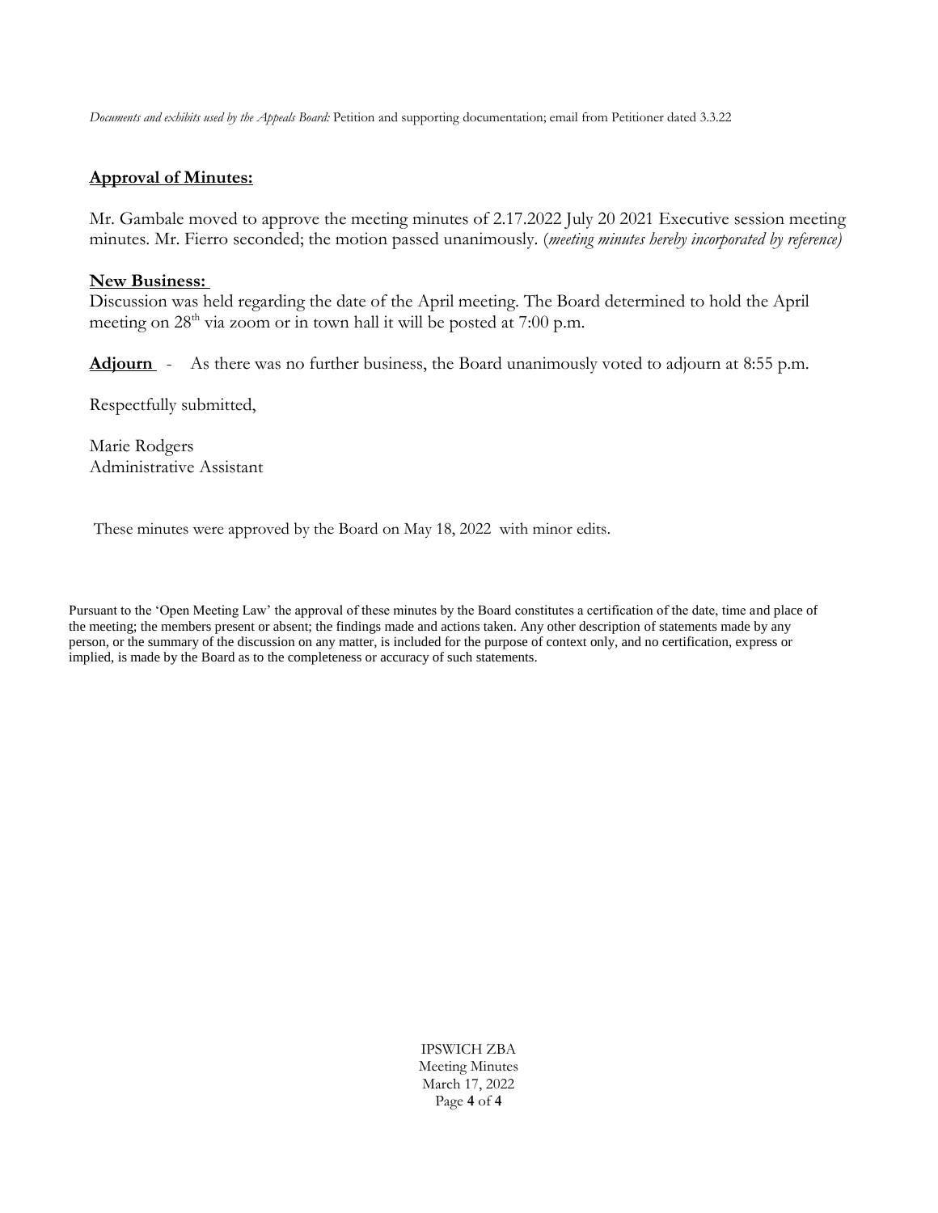*Documents and exhibits used by the Appeals Board:* Petition and supporting documentation; email from Petitioner dated 3.3.22

**Approval of Minutes:**

Mr. Gambale moved to approve the meeting minutes of 2.17.2022 July 20 2021 Executive session meeting minutes. Mr. Fierro seconded; the motion passed unanimously. (*meeting minutes hereby incorporated by reference)*

**New Business:**

Discussion was held regarding the date of the April meeting. The Board determined to hold the April meeting on 28th via zoom or in town hall it will be posted at 7:00 p.m.

**Adjourn** - As there was no further business, the Board unanimously voted to adjourn at 8:55 p.m.

Respectfully submitted,

Marie Rodgers
Administrative Assistant

These minutes were approved by the Board on May 18, 2022 with minor edits.

Pursuant to the 'Open Meeting Law' the approval of these minutes by the Board constitutes a certification of the date, time and place of the meeting; the members present or absent; the findings made and actions taken. Any other description of statements made by any person, or the summary of the discussion on any matter, is included for the purpose of context only, and no certification, express or implied, is made by the Board as to the completeness or accuracy of such statements.